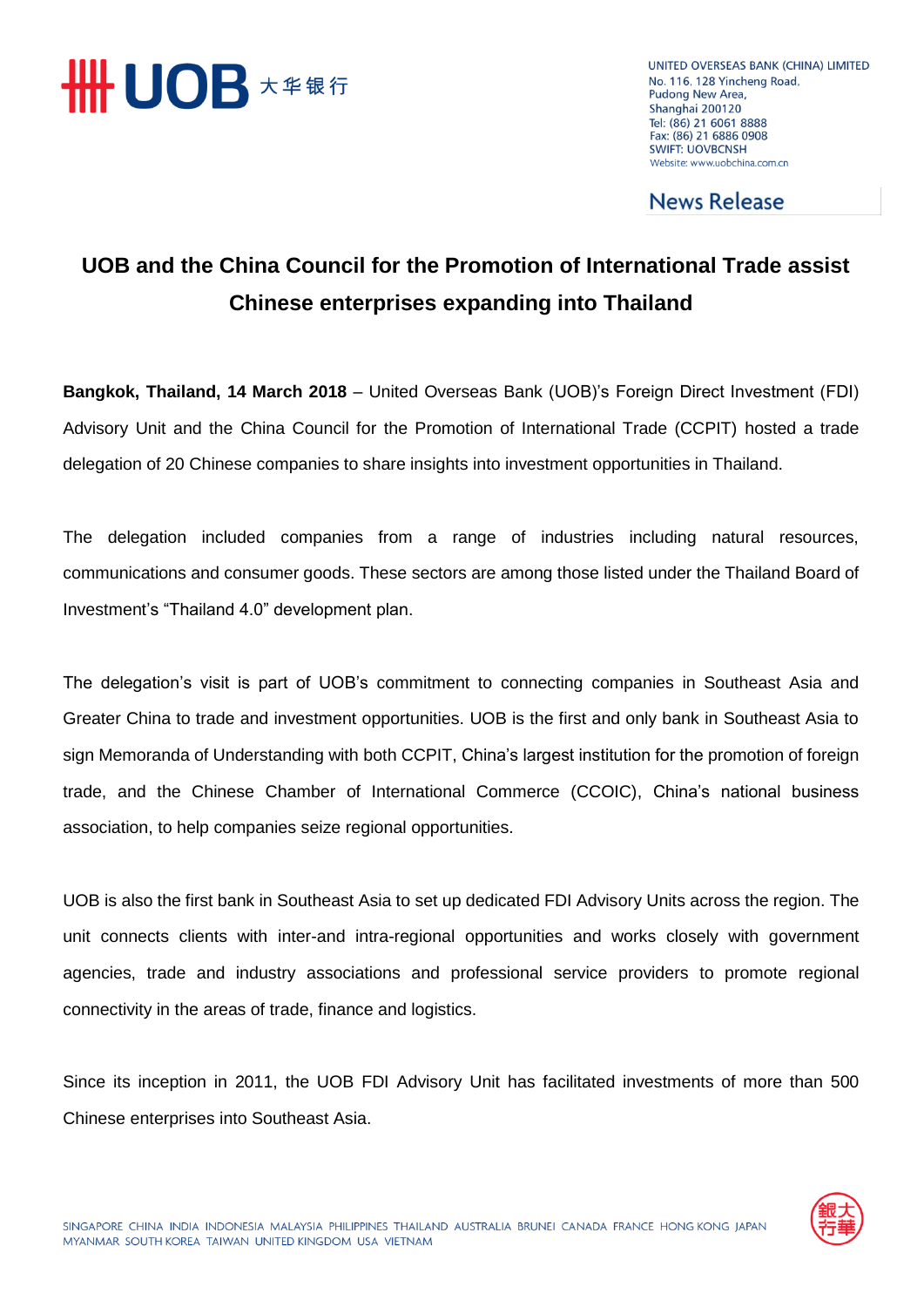UNITED OVERSEAS BANK (CHINA) LIMITED
No. 116, 128 Yincheng Road,
Pudong New Area,
Shanghai 200120
Tel: (86) 21 6061 8888
Fax: (86) 21 6886 0908
SWIFT: UOVBCNSH
Website: www.uobchina.com.cn

**News Release**

# UOB and the China Council for the Promotion of International Trade assist Chinese enterprises expanding into Thailand

**Bangkok, Thailand, 14 March 2018** – United Overseas Bank (UOB)'s Foreign Direct Investment (FDI) Advisory Unit and the China Council for the Promotion of International Trade (CCPIT) hosted a trade delegation of 20 Chinese companies to share insights into investment opportunities in Thailand.

The delegation included companies from a range of industries including natural resources, communications and consumer goods. These sectors are among those listed under the Thailand Board of Investment's "Thailand 4.0" development plan.

The delegation's visit is part of UOB's commitment to connecting companies in Southeast Asia and Greater China to trade and investment opportunities. UOB is the first and only bank in Southeast Asia to sign Memoranda of Understanding with both CCPIT, China's largest institution for the promotion of foreign trade, and the Chinese Chamber of International Commerce (CCOIC), China's national business association, to help companies seize regional opportunities.

UOB is also the first bank in Southeast Asia to set up dedicated FDI Advisory Units across the region. The unit connects clients with inter-and intra-regional opportunities and works closely with government agencies, trade and industry associations and professional service providers to promote regional connectivity in the areas of trade, finance and logistics.

Since its inception in 2011, the UOB FDI Advisory Unit has facilitated investments of more than 500 Chinese enterprises into Southeast Asia.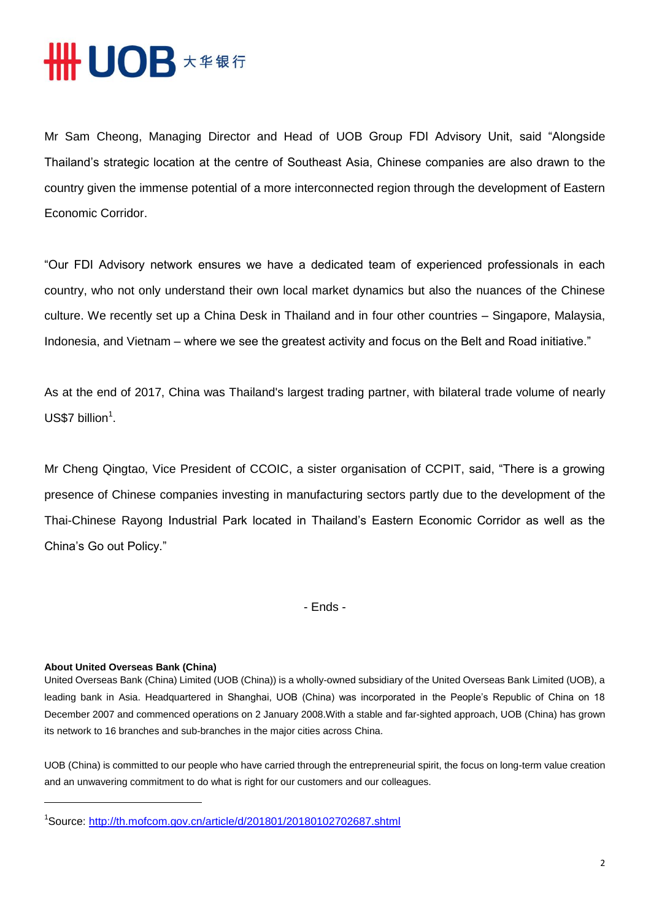Mr Sam Cheong, Managing Director and Head of UOB Group FDI Advisory Unit, said "Alongside Thailand's strategic location at the centre of Southeast Asia, Chinese companies are also drawn to the country given the immense potential of a more interconnected region through the development of Eastern Economic Corridor.

"Our FDI Advisory network ensures we have a dedicated team of experienced professionals in each country, who not only understand their own local market dynamics but also the nuances of the Chinese culture. We recently set up a China Desk in Thailand and in four other countries – Singapore, Malaysia, Indonesia, and Vietnam – where we see the greatest activity and focus on the Belt and Road initiative."

As at the end of 2017, China was Thailand's largest trading partner, with bilateral trade volume of nearly US$7 billion[1].

Mr Cheng Qingtao, Vice President of CCOIC, a sister organisation of CCPIT, said, "There is a growing presence of Chinese companies investing in manufacturing sectors partly due to the development of the Thai-Chinese Rayong Industrial Park located in Thailand's Eastern Economic Corridor as well as the China's Go out Policy."

- Ends -

**About United Overseas Bank (China)**

United Overseas Bank (China) Limited (UOB (China)) is a wholly-owned subsidiary of the United Overseas Bank Limited (UOB), a leading bank in Asia. Headquartered in Shanghai, UOB (China) was incorporated in the People's Republic of China on 18 December 2007 and commenced operations on 2 January 2008.With a stable and far-sighted approach, UOB (China) has grown its network to 16 branches and sub-branches in the major cities across China.

UOB (China) is committed to our people who have carried through the entrepreneurial spirit, the focus on long-term value creation and an unwavering commitment to do what is right for our customers and our colleagues.

---

[1] Source: http://th.mofcom.gov.cn/article/d/201801/20180102702687.shtml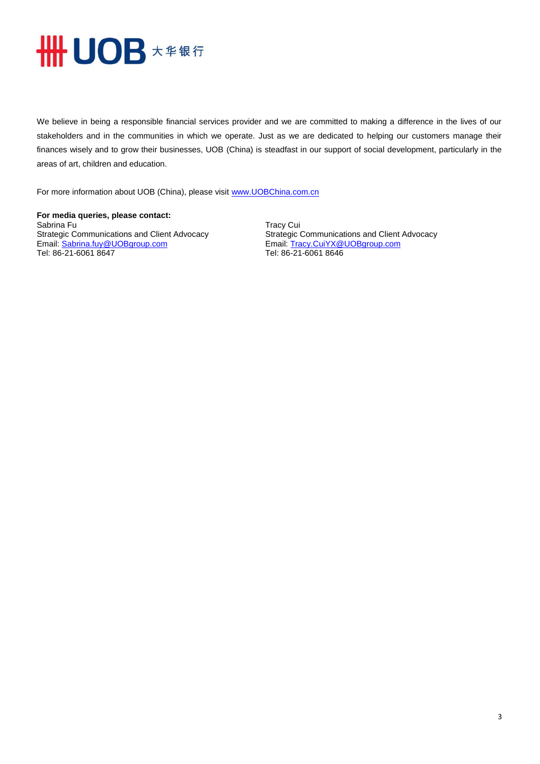We believe in being a responsible financial services provider and we are committed to making a difference in the lives of our stakeholders and in the communities in which we operate. Just as we are dedicated to helping our customers manage their finances wisely and to grow their businesses, UOB (China) is steadfast in our support of social development, particularly in the areas of art, children and education.

For more information about UOB (China), please visit www.UOBChina.com.cn

**For media queries, please contact:**

Sabrina Fu
Strategic Communications and Client Advocacy
Email: Sabrina.fuy@UOBgroup.com
Tel: 86-21-6061 8647

Tracy Cui
Strategic Communications and Client Advocacy
Email: Tracy.CuiYX@UOBgroup.com
Tel: 86-21-6061 8646